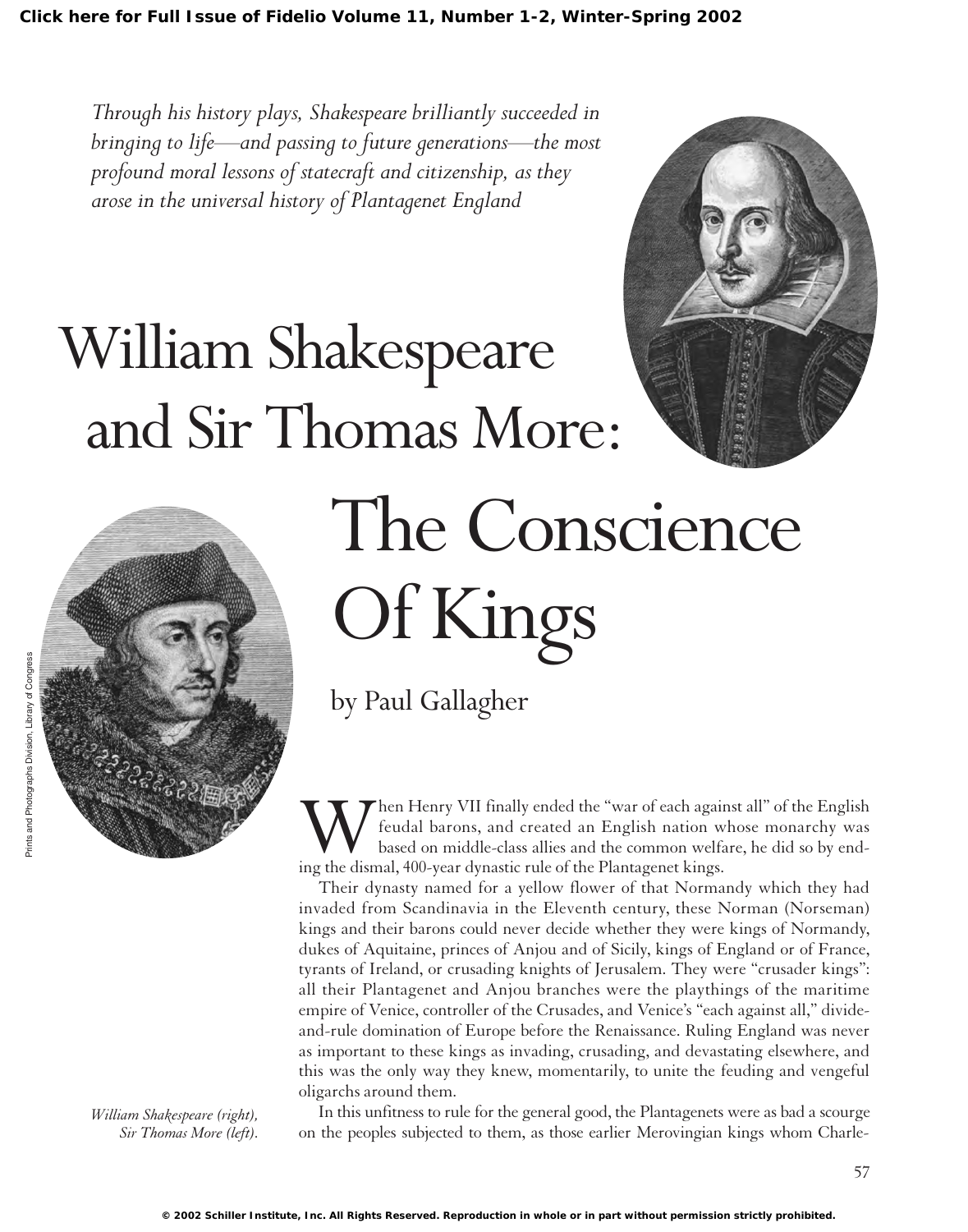*Through his history plays, Shakespeare brilliantly succeeded in bringing to life—and passing to future generations—the most profound moral lessons of statecraft and citizenship, as they arose in the universal history of Plantagenet England*

# William Shakespeare and Sir Thomas More: The Conscience Of Kings

by Paul Gallagher

Prints and Photographs Division, Library of Congress

*William Shakespeare (right), Sir Thomas More (left).*

When Henry VII finally ended the "war of each against all" of the English feudal barons, and created an English nation whose monarchy was based on middle-class allies and the common welfare, he did so by ending the dismal, 400-year dynastic rule of the Plantagenet kings.

Their dynasty named for a yellow flower of that Normandy which they had invaded from Scandinavia in the Eleventh century, these Norman (Norseman) kings and their barons could never decide whether they were kings of Normandy, dukes of Aquitaine, princes of Anjou and of Sicily, kings of England or of France, tyrants of Ireland, or crusading knights of Jerusalem. They were "crusader kings": all their Plantagenet and Anjou branches were the playthings of the maritime empire of Venice, controller of the Crusades, and Venice's "each against all," divide-and-rule domination of Europe before the Renaissance. Ruling England was never as important to these kings as invading, crusading, and devastating elsewhere, and this was the only way they knew, momentarily, to unite the feuding and vengeful oligarchs around them.

In this unfitness to rule for the general good, the Plantagenets were as bad a scourge on the peoples subjected to them, as those earlier Merovingian kings whom Charle-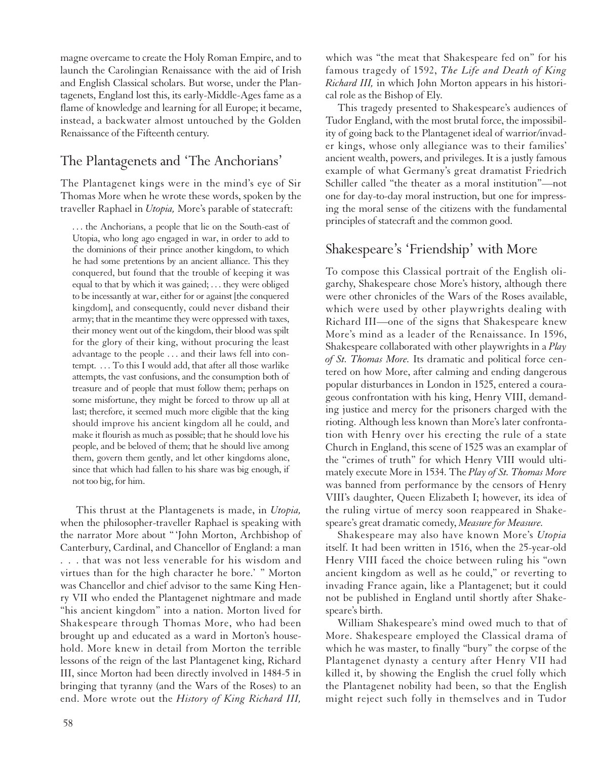magne overcame to create the Holy Roman Empire, and to launch the Carolingian Renaissance with the aid of Irish and English Classical scholars. But worse, under the Plantagenets, England lost this, its early-Middle-Ages fame as a flame of knowledge and learning for all Europe; it became, instead, a backwater almost untouched by the Golden Renaissance of the Fifteenth century.

## The Plantagenets and 'The Anchorians'

The Plantagenet kings were in the mind's eye of Sir Thomas More when he wrote these words, spoken by the traveller Raphael in *Utopia,* More's parable of statecraft:

> . . . the Anchorians, a people that lie on the South-east of Utopia, who long ago engaged in war, in order to add to the dominions of their prince another kingdom, to which he had some pretentions by an ancient alliance. This they conquered, but found that the trouble of keeping it was equal to that by which it was gained; . . . they were obliged to be incessantly at war, either for or against [the conquered kingdom], and consequently, could never disband their army; that in the meantime they were oppressed with taxes, their money went out of the kingdom, their blood was spilt for the glory of their king, without procuring the least advantage to the people . . . and their laws fell into contempt. . . . To this I would add, that after all those warlike attempts, the vast confusions, and the consumption both of treasure and of people that must follow them; perhaps on some misfortune, they might be forced to throw up all at last; therefore, it seemed much more eligible that the king should improve his ancient kingdom all he could, and make it flourish as much as possible; that he should love his people, and be beloved of them; that he should live among them, govern them gently, and let other kingdoms alone, since that which had fallen to his share was big enough, if not too big, for him.

This thrust at the Plantagenets is made, in *Utopia,* when the philosopher-traveller Raphael is speaking with the narrator More about " 'John Morton, Archbishop of Canterbury, Cardinal, and Chancellor of England: a man . . . that was not less venerable for his wisdom and virtues than for the high character he bore.' " Morton was Chancellor and chief advisor to the same King Henry VII who ended the Plantagenet nightmare and made "his ancient kingdom" into a nation. Morton lived for Shakespeare through Thomas More, who had been brought up and educated as a ward in Morton's household. More knew in detail from Morton the terrible lessons of the reign of the last Plantagenet king, Richard III, since Morton had been directly involved in 1484-5 in bringing that tyranny (and the Wars of the Roses) to an end. More wrote out the *History of King Richard III,* which was "the meat that Shakespeare fed on" for his famous tragedy of 1592, *The Life and Death of King Richard III,* in which John Morton appears in his historical role as the Bishop of Ely.

This tragedy presented to Shakespeare's audiences of Tudor England, with the most brutal force, the impossibility of going back to the Plantagenet ideal of warrior/invader kings, whose only allegiance was to their families' ancient wealth, powers, and privileges. It is a justly famous example of what Germany's great dramatist Friedrich Schiller called "the theater as a moral institution"—not one for day-to-day moral instruction, but one for impressing the moral sense of the citizens with the fundamental principles of statecraft and the common good.

## Shakespeare's 'Friendship' with More

To compose this Classical portrait of the English oligarchy, Shakespeare chose More's history, although there were other chronicles of the Wars of the Roses available, which were used by other playwrights dealing with Richard III—one of the signs that Shakespeare knew More's mind as a leader of the Renaissance. In 1596, Shakespeare collaborated with other playwrights in a *Play of St. Thomas More.* Its dramatic and political force centered on how More, after calming and ending dangerous popular disturbances in London in 1525, entered a courageous confrontation with his king, Henry VIII, demanding justice and mercy for the prisoners charged with the rioting. Although less known than More's later confrontation with Henry over his erecting the rule of a state Church in England, this scene of 1525 was an examplar of the "crimes of truth" for which Henry VIII would ultimately execute More in 1534. The *Play of St. Thomas More* was banned from performance by the censors of Henry VIII's daughter, Queen Elizabeth I; however, its idea of the ruling virtue of mercy soon reappeared in Shakespeare's great dramatic comedy, *Measure for Measure.*

Shakespeare may also have known More's *Utopia* itself. It had been written in 1516, when the 25-year-old Henry VIII faced the choice between ruling his "own ancient kingdom as well as he could," or reverting to invading France again, like a Plantagenet; but it could not be published in England until shortly after Shakespeare's birth.

William Shakespeare's mind owed much to that of More. Shakespeare employed the Classical drama of which he was master, to finally "bury" the corpse of the Plantagenet dynasty a century after Henry VII had killed it, by showing the English the cruel folly which the Plantagenet nobility had been, so that the English might reject such folly in themselves and in Tudor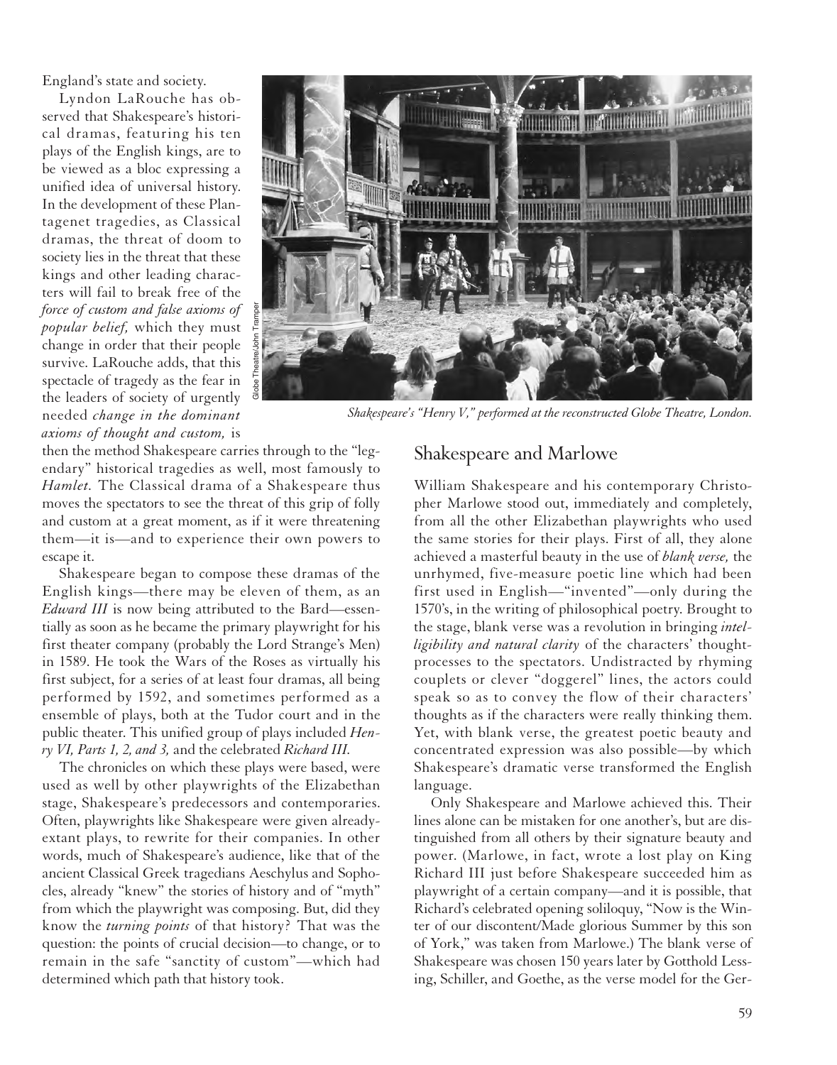England's state and society.

Lyndon LaRouche has observed that Shakespeare's historical dramas, featuring his ten plays of the English kings, are to be viewed as a bloc expressing a unified idea of universal history. In the development of these Plantagenet tragedies, as Classical dramas, the threat of doom to society lies in the threat that these kings and other leading characters will fail to break free of the *force of custom and false axioms of popular belief,* which they must change in order that their people survive. LaRouche adds, that this spectacle of tragedy as the fear in the leaders of society of urgently needed *change in the dominant axioms of thought and custom,* is then the method Shakespeare carries through to the "legendary" historical tragedies as well, most famously to *Hamlet.* The Classical drama of a Shakespeare thus moves the spectators to see the threat of this grip of folly and custom at a great moment, as if it were threatening them—it is—and to experience their own powers to escape it.

Globe Theatre/John Tramper

*Shakespeare's "Henry V," performed at the reconstructed Globe Theatre, London.*

Shakespeare began to compose these dramas of the English kings—there may be eleven of them, as an *Edward III* is now being attributed to the Bard—essentially as soon as he became the primary playwright for his first theater company (probably the Lord Strange's Men) in 1589. He took the Wars of the Roses as virtually his first subject, for a series of at least four dramas, all being performed by 1592, and sometimes performed as a ensemble of plays, both at the Tudor court and in the public theater. This unified group of plays included *Henry VI, Parts 1, 2, and 3,* and the celebrated *Richard III.*

The chronicles on which these plays were based, were used as well by other playwrights of the Elizabethan stage, Shakespeare's predecessors and contemporaries. Often, playwrights like Shakespeare were given already-extant plays, to rewrite for their companies. In other words, much of Shakespeare's audience, like that of the ancient Classical Greek tragedians Aeschylus and Sophocles, already "knew" the stories of history and of "myth" from which the playwright was composing. But, did they know the *turning points* of that history? That was the question: the points of crucial decision—to change, or to remain in the safe "sanctity of custom"—which had determined which path that history took.

## Shakespeare and Marlowe

William Shakespeare and his contemporary Christopher Marlowe stood out, immediately and completely, from all the other Elizabethan playwrights who used the same stories for their plays. First of all, they alone achieved a masterful beauty in the use of *blank verse,* the unrhymed, five-measure poetic line which had been first used in English—"invented"—only during the 1570's, in the writing of philosophical poetry. Brought to the stage, blank verse was a revolution in bringing *intelligibility and natural clarity* of the characters' thought-processes to the spectators. Undistracted by rhyming couplets or clever "doggerel" lines, the actors could speak so as to convey the flow of their characters' thoughts as if the characters were really thinking them. Yet, with blank verse, the greatest poetic beauty and concentrated expression was also possible—by which Shakespeare's dramatic verse transformed the English language.

Only Shakespeare and Marlowe achieved this. Their lines alone can be mistaken for one another's, but are distinguished from all others by their signature beauty and power. (Marlowe, in fact, wrote a lost play on King Richard III just before Shakespeare succeeded him as playwright of a certain company—and it is possible, that Richard's celebrated opening soliloquy, "Now is the Winter of our discontent/Made glorious Summer by this son of York," was taken from Marlowe.) The blank verse of Shakespeare was chosen 150 years later by Gotthold Lessing, Schiller, and Goethe, as the verse model for the Ger-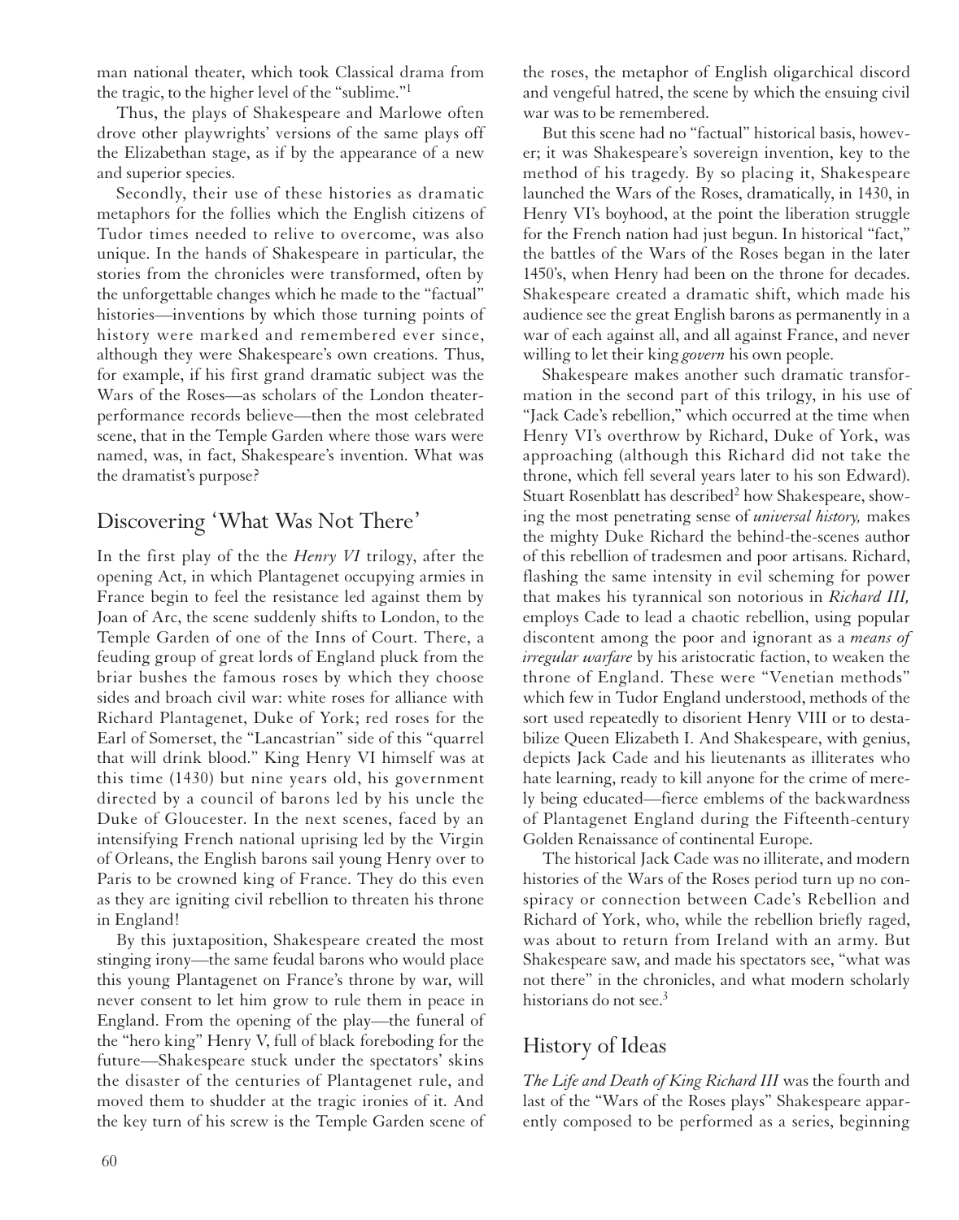man national theater, which took Classical drama from the tragic, to the higher level of the "sublime."[1]

Thus, the plays of Shakespeare and Marlowe often drove other playwrights' versions of the same plays off the Elizabethan stage, as if by the appearance of a new and superior species.

Secondly, their use of these histories as dramatic metaphors for the follies which the English citizens of Tudor times needed to relive to overcome, was also unique. In the hands of Shakespeare in particular, the stories from the chronicles were transformed, often by the unforgettable changes which he made to the "factual" histories—inventions by which those turning points of history were marked and remembered ever since, although they were Shakespeare's own creations. Thus, for example, if his first grand dramatic subject was the Wars of the Roses—as scholars of the London theater-performance records believe—then the most celebrated scene, that in the Temple Garden where those wars were named, was, in fact, Shakespeare's invention. What was the dramatist's purpose?

## Discovering 'What Was Not There'

In the first play of the the *Henry VI* trilogy, after the opening Act, in which Plantagenet occupying armies in France begin to feel the resistance led against them by Joan of Arc, the scene suddenly shifts to London, to the Temple Garden of one of the Inns of Court. There, a feuding group of great lords of England pluck from the briar bushes the famous roses by which they choose sides and broach civil war: white roses for alliance with Richard Plantagenet, Duke of York; red roses for the Earl of Somerset, the "Lancastrian" side of this "quarrel that will drink blood." King Henry VI himself was at this time (1430) but nine years old, his government directed by a council of barons led by his uncle the Duke of Gloucester. In the next scenes, faced by an intensifying French national uprising led by the Virgin of Orleans, the English barons sail young Henry over to Paris to be crowned king of France. They do this even as they are igniting civil rebellion to threaten his throne in England!

By this juxtaposition, Shakespeare created the most stinging irony—the same feudal barons who would place this young Plantagenet on France's throne by war, will never consent to let him grow to rule them in peace in England. From the opening of the play—the funeral of the "hero king" Henry V, full of black foreboding for the future—Shakespeare stuck under the spectators' skins the disaster of the centuries of Plantagenet rule, and moved them to shudder at the tragic ironies of it. And the key turn of his screw is the Temple Garden scene of the roses, the metaphor of English oligarchical discord and vengeful hatred, the scene by which the ensuing civil war was to be remembered.

But this scene had no "factual" historical basis, however; it was Shakespeare's sovereign invention, key to the method of his tragedy. By so placing it, Shakespeare launched the Wars of the Roses, dramatically, in 1430, in Henry VI's boyhood, at the point the liberation struggle for the French nation had just begun. In historical "fact," the battles of the Wars of the Roses began in the later 1450's, when Henry had been on the throne for decades. Shakespeare created a dramatic shift, which made his audience see the great English barons as permanently in a war of each against all, and all against France, and never willing to let their king *govern* his own people.

Shakespeare makes another such dramatic transformation in the second part of this trilogy, in his use of "Jack Cade's rebellion," which occurred at the time when Henry VI's overthrow by Richard, Duke of York, was approaching (although this Richard did not take the throne, which fell several years later to his son Edward). Stuart Rosenblatt has described[2] how Shakespeare, showing the most penetrating sense of *universal history,* makes the mighty Duke Richard the behind-the-scenes author of this rebellion of tradesmen and poor artisans. Richard, flashing the same intensity in evil scheming for power that makes his tyrannical son notorious in *Richard III,* employs Cade to lead a chaotic rebellion, using popular discontent among the poor and ignorant as a *means of irregular warfare* by his aristocratic faction, to weaken the throne of England. These were "Venetian methods" which few in Tudor England understood, methods of the sort used repeatedly to disorient Henry VIII or to destabilize Queen Elizabeth I. And Shakespeare, with genius, depicts Jack Cade and his lieutenants as illiterates who hate learning, ready to kill anyone for the crime of merely being educated—fierce emblems of the backwardness of Plantagenet England during the Fifteenth-century Golden Renaissance of continental Europe.

The historical Jack Cade was no illiterate, and modern histories of the Wars of the Roses period turn up no conspiracy or connection between Cade's Rebellion and Richard of York, who, while the rebellion briefly raged, was about to return from Ireland with an army. But Shakespeare saw, and made his spectators see, "what was not there" in the chronicles, and what modern scholarly historians do not see.[3]

## History of Ideas

*The Life and Death of King Richard III* was the fourth and last of the "Wars of the Roses plays" Shakespeare apparently composed to be performed as a series, beginning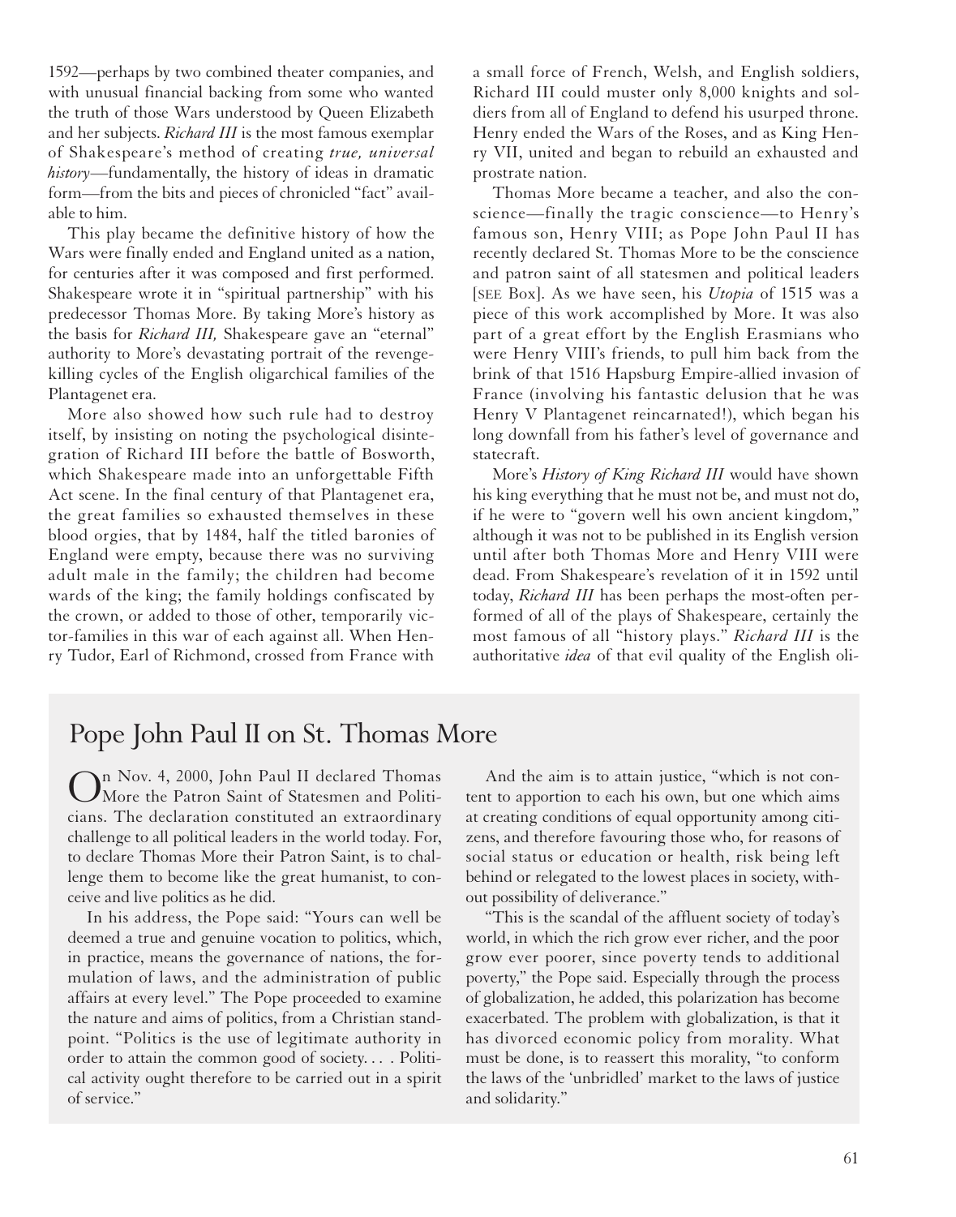1592—perhaps by two combined theater companies, and with unusual financial backing from some who wanted the truth of those Wars understood by Queen Elizabeth and her subjects. *Richard III* is the most famous exemplar of Shakespeare's method of creating *true, universal history*—fundamentally, the history of ideas in dramatic form—from the bits and pieces of chronicled "fact" available to him.

This play became the definitive history of how the Wars were finally ended and England united as a nation, for centuries after it was composed and first performed. Shakespeare wrote it in "spiritual partnership" with his predecessor Thomas More. By taking More's history as the basis for *Richard III,* Shakespeare gave an "eternal" authority to More's devastating portrait of the revenge-killing cycles of the English oligarchical families of the Plantagenet era.

More also showed how such rule had to destroy itself, by insisting on noting the psychological disintegration of Richard III before the battle of Bosworth, which Shakespeare made into an unforgettable Fifth Act scene. In the final century of that Plantagenet era, the great families so exhausted themselves in these blood orgies, that by 1484, half the titled baronies of England were empty, because there was no surviving adult male in the family; the children had become wards of the king; the family holdings confiscated by the crown, or added to those of other, temporarily victor-families in this war of each against all. When Henry Tudor, Earl of Richmond, crossed from France with a small force of French, Welsh, and English soldiers, Richard III could muster only 8,000 knights and soldiers from all of England to defend his usurped throne. Henry ended the Wars of the Roses, and as King Henry VII, united and began to rebuild an exhausted and prostrate nation.

Thomas More became a teacher, and also the conscience—finally the tragic conscience—to Henry's famous son, Henry VIII; as Pope John Paul II has recently declared St. Thomas More to be the conscience and patron saint of all statesmen and political leaders [SEE Box]. As we have seen, his *Utopia* of 1515 was a piece of this work accomplished by More. It was also part of a great effort by the English Erasmians who were Henry VIII's friends, to pull him back from the brink of that 1516 Hapsburg Empire-allied invasion of France (involving his fantastic delusion that he was Henry V Plantagenet reincarnated!), which began his long downfall from his father's level of governance and statecraft.

More's *History of King Richard III* would have shown his king everything that he must not be, and must not do, if he were to "govern well his own ancient kingdom," although it was not to be published in its English version until after both Thomas More and Henry VIII were dead. From Shakespeare's revelation of it in 1592 until today, *Richard III* has been perhaps the most-often performed of all of the plays of Shakespeare, certainly the most famous of all "history plays." *Richard III* is the authoritative *idea* of that evil quality of the English oli-

## Pope John Paul II on St. Thomas More

On Nov. 4, 2000, John Paul II declared Thomas More the Patron Saint of Statesmen and Politicians. The declaration constituted an extraordinary challenge to all political leaders in the world today. For, to declare Thomas More their Patron Saint, is to challenge them to become like the great humanist, to conceive and live politics as he did.

In his address, the Pope said: "Yours can well be deemed a true and genuine vocation to politics, which, in practice, means the governance of nations, the formulation of laws, and the administration of public affairs at every level." The Pope proceeded to examine the nature and aims of politics, from a Christian standpoint. "Politics is the use of legitimate authority in order to attain the common good of society. . . . Political activity ought therefore to be carried out in a spirit of service."

And the aim is to attain justice, "which is not content to apportion to each his own, but one which aims at creating conditions of equal opportunity among citizens, and therefore favouring those who, for reasons of social status or education or health, risk being left behind or relegated to the lowest places in society, without possibility of deliverance."

"This is the scandal of the affluent society of today's world, in which the rich grow ever richer, and the poor grow ever poorer, since poverty tends to additional poverty," the Pope said. Especially through the process of globalization, he added, this polarization has become exacerbated. The problem with globalization, is that it has divorced economic policy from morality. What must be done, is to reassert this morality, "to conform the laws of the 'unbridled' market to the laws of justice and solidarity."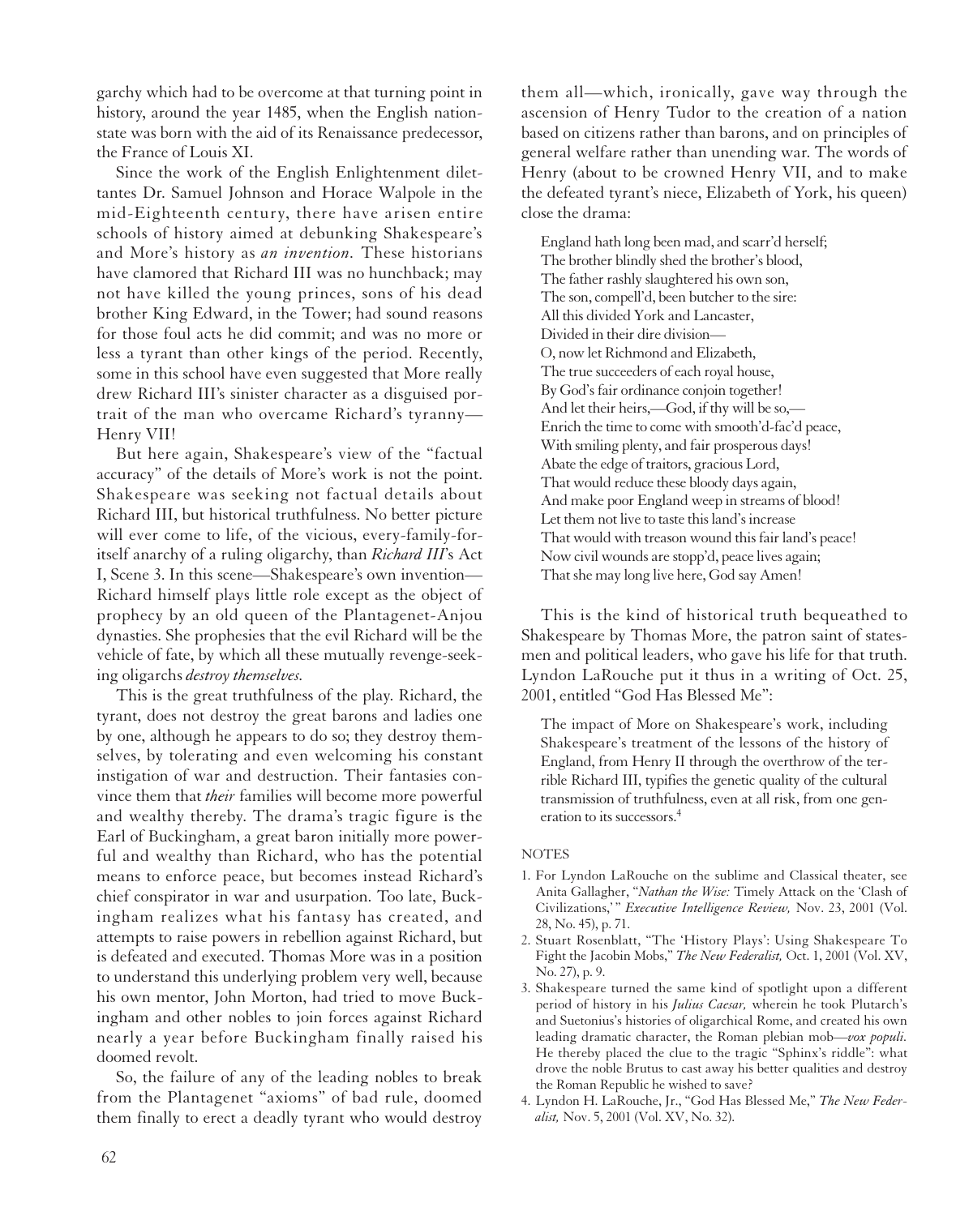garchy which had to be overcome at that turning point in history, around the year 1485, when the English nation-state was born with the aid of its Renaissance predecessor, the France of Louis XI.

Since the work of the English Enlightenment dilettantes Dr. Samuel Johnson and Horace Walpole in the mid-Eighteenth century, there have arisen entire schools of history aimed at debunking Shakespeare's and More's history as *an invention.* These historians have clamored that Richard III was no hunchback; may not have killed the young princes, sons of his dead brother King Edward, in the Tower; had sound reasons for those foul acts he did commit; and was no more or less a tyrant than other kings of the period. Recently, some in this school have even suggested that More really drew Richard III's sinister character as a disguised portrait of the man who overcame Richard's tyranny—Henry VII!

But here again, Shakespeare's view of the "factual accuracy" of the details of More's work is not the point. Shakespeare was seeking not factual details about Richard III, but historical truthfulness. No better picture will ever come to life, of the vicious, every-family-for-itself anarchy of a ruling oligarchy, than *Richard III*'s Act I, Scene 3. In this scene—Shakespeare's own invention—Richard himself plays little role except as the object of prophecy by an old queen of the Plantagenet-Anjou dynasties. She prophesies that the evil Richard will be the vehicle of fate, by which all these mutually revenge-seeking oligarchs *destroy themselves.*

This is the great truthfulness of the play. Richard, the tyrant, does not destroy the great barons and ladies one by one, although he appears to do so; they destroy themselves, by tolerating and even welcoming his constant instigation of war and destruction. Their fantasies convince them that *their* families will become more powerful and wealthy thereby. The drama's tragic figure is the Earl of Buckingham, a great baron initially more powerful and wealthy than Richard, who has the potential means to enforce peace, but becomes instead Richard's chief conspirator in war and usurpation. Too late, Buckingham realizes what his fantasy has created, and attempts to raise powers in rebellion against Richard, but is defeated and executed. Thomas More was in a position to understand this underlying problem very well, because his own mentor, John Morton, had tried to move Buckingham and other nobles to join forces against Richard nearly a year before Buckingham finally raised his doomed revolt.

So, the failure of any of the leading nobles to break from the Plantagenet "axioms" of bad rule, doomed them finally to erect a deadly tyrant who would destroy them all—which, ironically, gave way through the ascension of Henry Tudor to the creation of a nation based on citizens rather than barons, and on principles of general welfare rather than unending war. The words of Henry (about to be crowned Henry VII, and to make the defeated tyrant's niece, Elizabeth of York, his queen) close the drama:

> England hath long been mad, and scarr'd herself;
> The brother blindly shed the brother's blood,
> The father rashly slaughtered his own son,
> The son, compell'd, been butcher to the sire:
> All this divided York and Lancaster,
> Divided in their dire division—
> O, now let Richmond and Elizabeth,
> The true succeeders of each royal house,
> By God's fair ordinance conjoin together!
> And let their heirs,—God, if thy will be so,—
> Enrich the time to come with smooth'd-fac'd peace,
> With smiling plenty, and fair prosperous days!
> Abate the edge of traitors, gracious Lord,
> That would reduce these bloody days again,
> And make poor England weep in streams of blood!
> Let them not live to taste this land's increase
> That would with treason wound this fair land's peace!
> Now civil wounds are stopp'd, peace lives again;
> That she may long live here, God say Amen!

This is the kind of historical truth bequeathed to Shakespeare by Thomas More, the patron saint of statesmen and political leaders, who gave his life for that truth. Lyndon LaRouche put it thus in a writing of Oct. 25, 2001, entitled "God Has Blessed Me":

> The impact of More on Shakespeare's work, including Shakespeare's treatment of the lessons of the history of England, from Henry II through the overthrow of the terrible Richard III, typifies the genetic quality of the cultural transmission of truthfulness, even at all risk, from one generation to its successors.[4]

NOTES

1. For Lyndon LaRouche on the sublime and Classical theater, see Anita Gallagher, "*Nathan the Wise:* Timely Attack on the 'Clash of Civilizations,'" *Executive Intelligence Review,* Nov. 23, 2001 (Vol. 28, No. 45), p. 71.
2. Stuart Rosenblatt, "The 'History Plays': Using Shakespeare To Fight the Jacobin Mobs," *The New Federalist,* Oct. 1, 2001 (Vol. XV, No. 27), p. 9.
3. Shakespeare turned the same kind of spotlight upon a different period of history in his *Julius Caesar,* wherein he took Plutarch's and Suetonius's histories of oligarchical Rome, and created his own leading dramatic character, the Roman plebian mob—*vox populi.* He thereby placed the clue to the tragic "Sphinx's riddle": what drove the noble Brutus to cast away his better qualities and destroy the Roman Republic he wished to save?
4. Lyndon H. LaRouche, Jr., "God Has Blessed Me," *The New Federalist,* Nov. 5, 2001 (Vol. XV, No. 32).